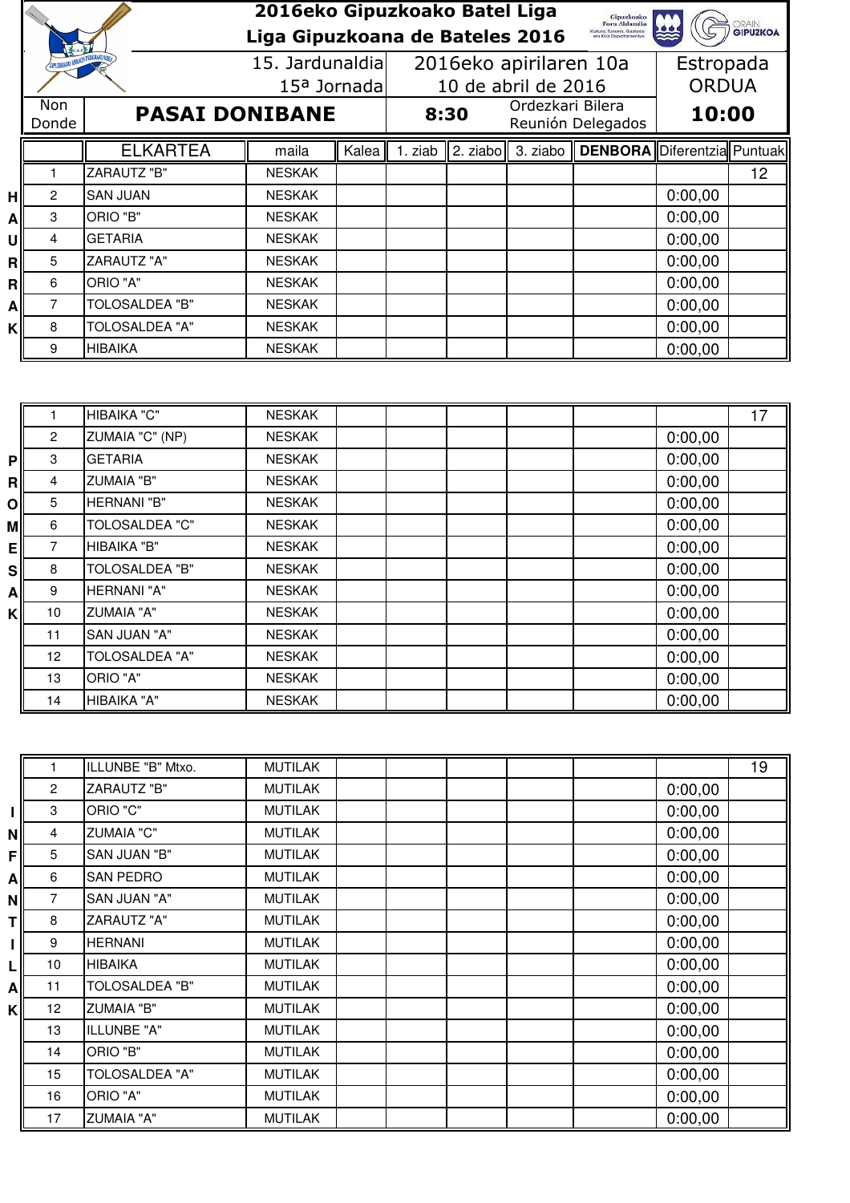# 2016eko Gipuzkoako Batel Liga
## Liga Gipuzkoana de Bateles 2016

| | | | |
|---|---|---|---|
| 15. Jardunaldia / 15ª Jornada | 2016eko apirilaren 10a / 10 de abril de 2016 | | Estropada / ORDUA |
| Non / Donde: **PASAI DONIBANE** | **8:30** | Ordezkari Bilera / Reunión Delegados | **10:00** |

### HAURRAK

| | ELKARTEA | maila | Kalea | 1. ziab | 2. ziabo | 3. ziabo | DENBORA | Diferentzia | Puntuak |
|---|---|---|---|---|---|---|---|---|---|
| 1 | ZARAUTZ "B" | NESKAK | | | | | | | 12 |
| 2 | SAN JUAN | NESKAK | | | | | | 0:00,00 | |
| 3 | ORIO "B" | NESKAK | | | | | | 0:00,00 | |
| 4 | GETARIA | NESKAK | | | | | | 0:00,00 | |
| 5 | ZARAUTZ "A" | NESKAK | | | | | | 0:00,00 | |
| 6 | ORIO "A" | NESKAK | | | | | | 0:00,00 | |
| 7 | TOLOSALDEA "B" | NESKAK | | | | | | 0:00,00 | |
| 8 | TOLOSALDEA "A" | NESKAK | | | | | | 0:00,00 | |
| 9 | HIBAIKA | NESKAK | | | | | | 0:00,00 | |

### PROMESAK

| | ELKARTEA | maila | Kalea | 1. ziab | 2. ziabo | 3. ziabo | DENBORA | Diferentzia | Puntuak |
|---|---|---|---|---|---|---|---|---|---|
| 1 | HIBAIKA "C" | NESKAK | | | | | | | 17 |
| 2 | ZUMAIA "C" (NP) | NESKAK | | | | | | 0:00,00 | |
| 3 | GETARIA | NESKAK | | | | | | 0:00,00 | |
| 4 | ZUMAIA "B" | NESKAK | | | | | | 0:00,00 | |
| 5 | HERNANI "B" | NESKAK | | | | | | 0:00,00 | |
| 6 | TOLOSALDEA "C" | NESKAK | | | | | | 0:00,00 | |
| 7 | HIBAIKA "B" | NESKAK | | | | | | 0:00,00 | |
| 8 | TOLOSALDEA "B" | NESKAK | | | | | | 0:00,00 | |
| 9 | HERNANI "A" | NESKAK | | | | | | 0:00,00 | |
| 10 | ZUMAIA "A" | NESKAK | | | | | | 0:00,00 | |
| 11 | SAN JUAN "A" | NESKAK | | | | | | 0:00,00 | |
| 12 | TOLOSALDEA "A" | NESKAK | | | | | | 0:00,00 | |
| 13 | ORIO "A" | NESKAK | | | | | | 0:00,00 | |
| 14 | HIBAIKA "A" | NESKAK | | | | | | 0:00,00 | |

### INFANTILAK

| | ELKARTEA | maila | Kalea | 1. ziab | 2. ziabo | 3. ziabo | DENBORA | Diferentzia | Puntuak |
|---|---|---|---|---|---|---|---|---|---|
| 1 | ILLUNBE "B" Mtxo. | MUTILAK | | | | | | | 19 |
| 2 | ZARAUTZ "B" | MUTILAK | | | | | | 0:00,00 | |
| 3 | ORIO "C" | MUTILAK | | | | | | 0:00,00 | |
| 4 | ZUMAIA "C" | MUTILAK | | | | | | 0:00,00 | |
| 5 | SAN JUAN "B" | MUTILAK | | | | | | 0:00,00 | |
| 6 | SAN PEDRO | MUTILAK | | | | | | 0:00,00 | |
| 7 | SAN JUAN "A" | MUTILAK | | | | | | 0:00,00 | |
| 8 | ZARAUTZ "A" | MUTILAK | | | | | | 0:00,00 | |
| 9 | HERNANI | MUTILAK | | | | | | 0:00,00 | |
| 10 | HIBAIKA | MUTILAK | | | | | | 0:00,00 | |
| 11 | TOLOSALDEA "B" | MUTILAK | | | | | | 0:00,00 | |
| 12 | ZUMAIA "B" | MUTILAK | | | | | | 0:00,00 | |
| 13 | ILLUNBE "A" | MUTILAK | | | | | | 0:00,00 | |
| 14 | ORIO "B" | MUTILAK | | | | | | 0:00,00 | |
| 15 | TOLOSALDEA "A" | MUTILAK | | | | | | 0:00,00 | |
| 16 | ORIO "A" | MUTILAK | | | | | | 0:00,00 | |
| 17 | ZUMAIA "A" | MUTILAK | | | | | | 0:00,00 | |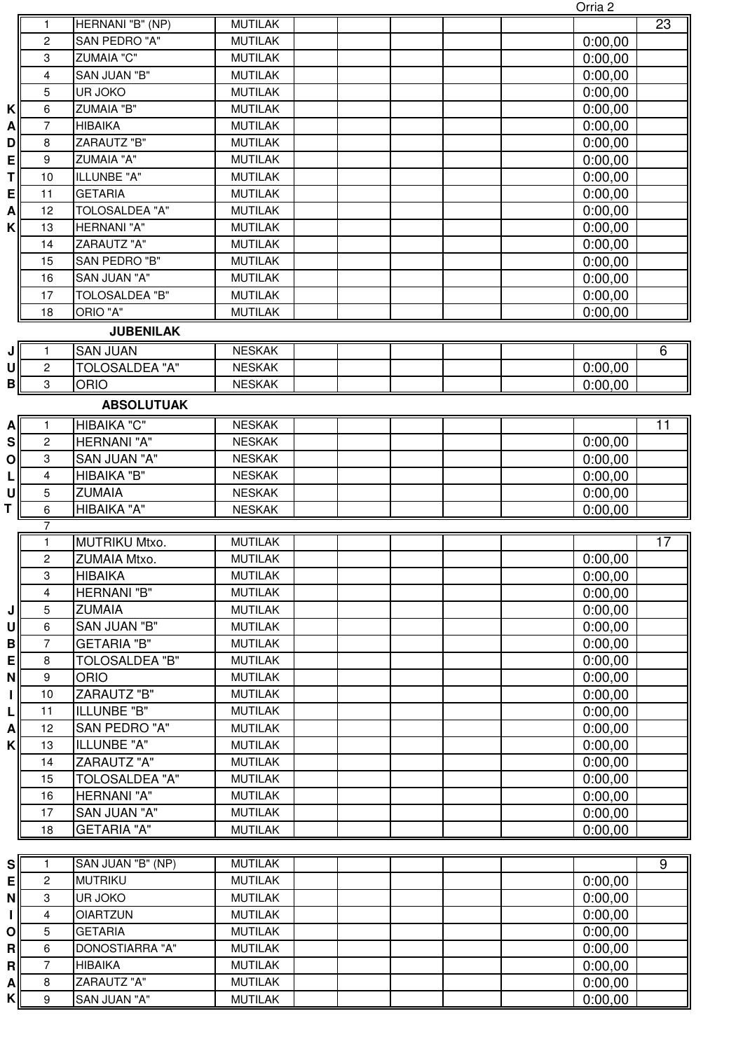| | | | | | | | | | | |
|---|---|---|---|---|---|---|---|---|---|---|
| K A D E T E A K | 1 | HERNANI "B" (NP) | MUTILAK | | | | | | | 23 |
| | 2 | SAN PEDRO "A" | MUTILAK | | | | | | 0:00,00 | |
| | 3 | ZUMAIA "C" | MUTILAK | | | | | | 0:00,00 | |
| | 4 | SAN JUAN "B" | MUTILAK | | | | | | 0:00,00 | |
| | 5 | UR JOKO | MUTILAK | | | | | | 0:00,00 | |
| | 6 | ZUMAIA "B" | MUTILAK | | | | | | 0:00,00 | |
| | 7 | HIBAIKA | MUTILAK | | | | | | 0:00,00 | |
| | 8 | ZARAUTZ "B" | MUTILAK | | | | | | 0:00,00 | |
| | 9 | ZUMAIA "A" | MUTILAK | | | | | | 0:00,00 | |
| | 10 | ILLUNBE "A" | MUTILAK | | | | | | 0:00,00 | |
| | 11 | GETARIA | MUTILAK | | | | | | 0:00,00 | |
| | 12 | TOLOSALDEA "A" | MUTILAK | | | | | | 0:00,00 | |
| | 13 | HERNANI "A" | MUTILAK | | | | | | 0:00,00 | |
| | 14 | ZARAUTZ "A" | MUTILAK | | | | | | 0:00,00 | |
| | 15 | SAN PEDRO "B" | MUTILAK | | | | | | 0:00,00 | |
| | 16 | SAN JUAN "A" | MUTILAK | | | | | | 0:00,00 | |
| | 17 | TOLOSALDEA "B" | MUTILAK | | | | | | 0:00,00 | |
| | 18 | ORIO "A" | MUTILAK | | | | | | 0:00,00 | |

**JUBENILAK**

| | | | | | | | | | | |
|---|---|---|---|---|---|---|---|---|---|---|
| J U B | 1 | SAN JUAN | NESKAK | | | | | | | 6 |
| | 2 | TOLOSALDEA "A" | NESKAK | | | | | | 0:00,00 | |
| | 3 | ORIO | NESKAK | | | | | | 0:00,00 | |

**ABSOLUTUAK**

| | | | | | | | | | | |
|---|---|---|---|---|---|---|---|---|---|---|
| A S O L U T | 1 | HIBAIKA "C" | NESKAK | | | | | | | 11 |
| | 2 | HERNANI "A" | NESKAK | | | | | | 0:00,00 | |
| | 3 | SAN JUAN "A" | NESKAK | | | | | | 0:00,00 | |
| | 4 | HIBAIKA "B" | NESKAK | | | | | | 0:00,00 | |
| | 5 | ZUMAIA | NESKAK | | | | | | 0:00,00 | |
| | 6 | HIBAIKA "A" | NESKAK | | | | | | 0:00,00 | |
| | 7 | | | | | | | | | |

| | | | | | | | | | | |
|---|---|---|---|---|---|---|---|---|---|---|
| J U B E N I L A K | 1 | MUTRIKU Mtxo. | MUTILAK | | | | | | | 17 |
| | 2 | ZUMAIA Mtxo. | MUTILAK | | | | | | 0:00,00 | |
| | 3 | HIBAIKA | MUTILAK | | | | | | 0:00,00 | |
| | 4 | HERNANI "B" | MUTILAK | | | | | | 0:00,00 | |
| | 5 | ZUMAIA | MUTILAK | | | | | | 0:00,00 | |
| | 6 | SAN JUAN "B" | MUTILAK | | | | | | 0:00,00 | |
| | 7 | GETARIA "B" | MUTILAK | | | | | | 0:00,00 | |
| | 8 | TOLOSALDEA "B" | MUTILAK | | | | | | 0:00,00 | |
| | 9 | ORIO | MUTILAK | | | | | | 0:00,00 | |
| | 10 | ZARAUTZ "B" | MUTILAK | | | | | | 0:00,00 | |
| | 11 | ILLUNBE "B" | MUTILAK | | | | | | 0:00,00 | |
| | 12 | SAN PEDRO "A" | MUTILAK | | | | | | 0:00,00 | |
| | 13 | ILLUNBE "A" | MUTILAK | | | | | | 0:00,00 | |
| | 14 | ZARAUTZ "A" | MUTILAK | | | | | | 0:00,00 | |
| | 15 | TOLOSALDEA "A" | MUTILAK | | | | | | 0:00,00 | |
| | 16 | HERNANI "A" | MUTILAK | | | | | | 0:00,00 | |
| | 17 | SAN JUAN "A" | MUTILAK | | | | | | 0:00,00 | |
| | 18 | GETARIA "A" | MUTILAK | | | | | | 0:00,00 | |

| | | | | | | | | | | |
|---|---|---|---|---|---|---|---|---|---|---|
| S E N I O R R A K | 1 | SAN JUAN "B" (NP) | MUTILAK | | | | | | | 9 |
| | 2 | MUTRIKU | MUTILAK | | | | | | 0:00,00 | |
| | 3 | UR JOKO | MUTILAK | | | | | | 0:00,00 | |
| | 4 | OIARTZUN | MUTILAK | | | | | | 0:00,00 | |
| | 5 | GETARIA | MUTILAK | | | | | | 0:00,00 | |
| | 6 | DONOSTIARRA "A" | MUTILAK | | | | | | 0:00,00 | |
| | 7 | HIBAIKA | MUTILAK | | | | | | 0:00,00 | |
| | 8 | ZARAUTZ "A" | MUTILAK | | | | | | 0:00,00 | |
| | 9 | SAN JUAN "A" | MUTILAK | | | | | | 0:00,00 | |